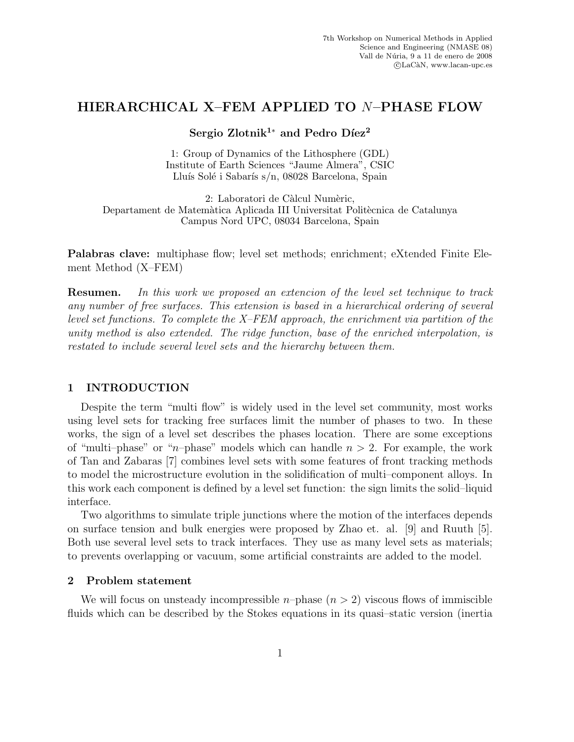7th Workshop on Numerical Methods in Applied Science and Engineering (NMASE 08)
Vall de Núria, 9 a 11 de enero de 2008
©LaCàN, www.lacan-upc.es

# HIERARCHICAL X–FEM APPLIED TO $N$–PHASE FLOW

**Sergio Zlotnik[1*] and Pedro Díez[2]**

1: Group of Dynamics of the Lithosphere (GDL)
Institute of Earth Sciences "Jaume Almera", CSIC
Lluís Solé i Sabarís s/n, 08028 Barcelona, Spain

2: Laboratori de Càlcul Numèric,
Departament de Matemàtica Aplicada III Universitat Politècnica de Catalunya
Campus Nord UPC, 08034 Barcelona, Spain

**Palabras clave:** multiphase flow; level set methods; enrichment; eXtended Finite Element Method (X–FEM)

**Resumen.** *In this work we proposed an extencion of the level set technique to track any number of free surfaces. This extension is based in a hierarchical ordering of several level set functions. To complete the X–FEM approach, the enrichment via partition of the unity method is also extended. The ridge function, base of the enriched interpolation, is restated to include several level sets and the hierarchy between them.*

## 1 INTRODUCTION

Despite the term "multi flow" is widely used in the level set community, most works using level sets for tracking free surfaces limit the number of phases to two. In these works, the sign of a level set describes the phases location. There are some exceptions of "multi–phase" or "$n$–phase" models which can handle $n > 2$. For example, the work of Tan and Zabaras [7] combines level sets with some features of front tracking methods to model the microstructure evolution in the solidification of multi–component alloys. In this work each component is defined by a level set function: the sign limits the solid–liquid interface.

Two algorithms to simulate triple junctions where the motion of the interfaces depends on surface tension and bulk energies were proposed by Zhao et. al. [9] and Ruuth [5]. Both use several level sets to track interfaces. They use as many level sets as materials; to prevents overlapping or vacuum, some artificial constraints are added to the model.

## 2 Problem statement

We will focus on unsteady incompressible $n$–phase ($n > 2$) viscous flows of immiscible fluids which can be described by the Stokes equations in its quasi–static version (inertia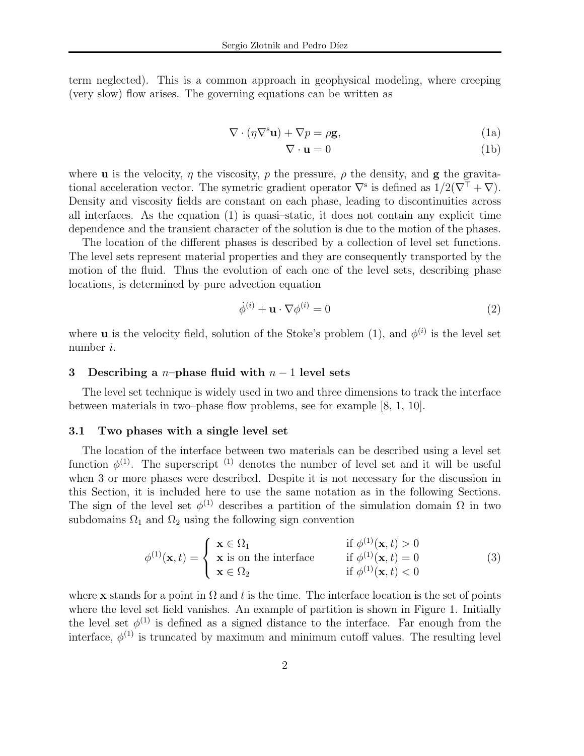term neglected). This is a common approach in geophysical modeling, where creeping (very slow) flow arises. The governing equations can be written as

$$\nabla \cdot (\eta \nabla^{\mathrm{s}} \mathbf{u}) + \nabla p = \rho \mathbf{g}, \tag{1a}$$

$$\nabla \cdot \mathbf{u} = 0 \tag{1b}$$

where $\mathbf{u}$ is the velocity, $\eta$ the viscosity, $p$ the pressure, $\rho$ the density, and $\mathbf{g}$ the gravitational acceleration vector. The symetric gradient operator $\nabla^{\mathrm{s}}$ is defined as $1/2(\nabla^{\top} + \nabla)$. Density and viscosity fields are constant on each phase, leading to discontinuities across all interfaces. As the equation (1) is quasi–static, it does not contain any explicit time dependence and the transient character of the solution is due to the motion of the phases.

The location of the different phases is described by a collection of level set functions. The level sets represent material properties and they are consequently transported by the motion of the fluid. Thus the evolution of each one of the level sets, describing phase locations, is determined by pure advection equation

$$\dot{\phi}^{(i)} + \mathbf{u} \cdot \nabla \phi^{(i)} = 0 \tag{2}$$

where $\mathbf{u}$ is the velocity field, solution of the Stoke's problem (1), and $\phi^{(i)}$ is the level set number $i$.

## 3 Describing a $n$–phase fluid with $n-1$ level sets

The level set technique is widely used in two and three dimensions to track the interface between materials in two–phase flow problems, see for example [8, 1, 10].

### 3.1 Two phases with a single level set

The location of the interface between two materials can be described using a level set function $\phi^{(1)}$. The superscript $^{(1)}$ denotes the number of level set and it will be useful when 3 or more phases were described. Despite it is not necessary for the discussion in this Section, it is included here to use the same notation as in the following Sections. The sign of the level set $\phi^{(1)}$ describes a partition of the simulation domain $\Omega$ in two subdomains $\Omega_1$ and $\Omega_2$ using the following sign convention

$$\phi^{(1)}(\mathbf{x}, t) = \begin{cases} \mathbf{x} \in \Omega_1 & \text{if } \phi^{(1)}(\mathbf{x}, t) > 0 \\ \mathbf{x} \text{ is on the interface} & \text{if } \phi^{(1)}(\mathbf{x}, t) = 0 \\ \mathbf{x} \in \Omega_2 & \text{if } \phi^{(1)}(\mathbf{x}, t) < 0 \end{cases} \tag{3}$$

where $\mathbf{x}$ stands for a point in $\Omega$ and $t$ is the time. The interface location is the set of points where the level set field vanishes. An example of partition is shown in Figure 1. Initially the level set $\phi^{(1)}$ is defined as a signed distance to the interface. Far enough from the interface, $\phi^{(1)}$ is truncated by maximum and minimum cutoff values. The resulting level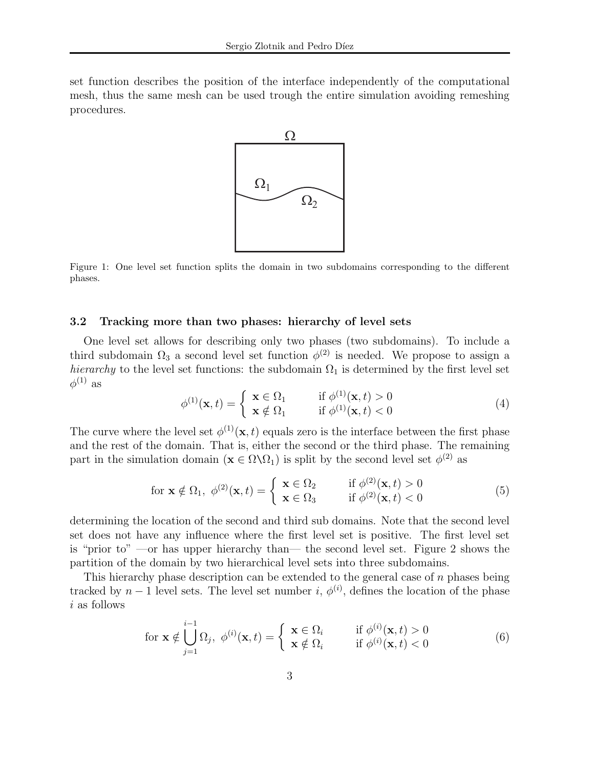set function describes the position of the interface independently of the computational mesh, thus the same mesh can be used trough the entire simulation avoiding remeshing procedures.

Figure 1: One level set function splits the domain in two subdomains corresponding to the different phases.

### 3.2 Tracking more than two phases: hierarchy of level sets

One level set allows for describing only two phases (two subdomains). To include a third subdomain $\Omega_3$ a second level set function $\phi^{(2)}$ is needed. We propose to assign a *hierarchy* to the level set functions: the subdomain $\Omega_1$ is determined by the first level set $\phi^{(1)}$ as

$$\phi^{(1)}(\mathbf{x}, t) = \begin{cases} \mathbf{x} \in \Omega_1 & \text{if } \phi^{(1)}(\mathbf{x}, t) > 0 \\ \mathbf{x} \notin \Omega_1 & \text{if } \phi^{(1)}(\mathbf{x}, t) < 0 \end{cases} \tag{4}$$

The curve where the level set $\phi^{(1)}(\mathbf{x}, t)$ equals zero is the interface between the first phase and the rest of the domain. That is, either the second or the third phase. The remaining part in the simulation domain ($\mathbf{x} \in \Omega \backslash \Omega_1$) is split by the second level set $\phi^{(2)}$ as

$$\text{for } \mathbf{x} \notin \Omega_1, \ \phi^{(2)}(\mathbf{x}, t) = \begin{cases} \mathbf{x} \in \Omega_2 & \text{if } \phi^{(2)}(\mathbf{x}, t) > 0 \\ \mathbf{x} \in \Omega_3 & \text{if } \phi^{(2)}(\mathbf{x}, t) < 0 \end{cases} \tag{5}$$

determining the location of the second and third sub domains. Note that the second level set does not have any influence where the first level set is positive. The first level set is "prior to" —or has upper hierarchy than— the second level set. Figure 2 shows the partition of the domain by two hierarchical level sets into three subdomains.

This hierarchy phase description can be extended to the general case of $n$ phases being tracked by $n-1$ level sets. The level set number $i$, $\phi^{(i)}$, defines the location of the phase $i$ as follows

$$\text{for } \mathbf{x} \notin \bigcup_{j=1}^{i-1} \Omega_j, \ \phi^{(i)}(\mathbf{x}, t) = \begin{cases} \mathbf{x} \in \Omega_i & \text{if } \phi^{(i)}(\mathbf{x}, t) > 0 \\ \mathbf{x} \notin \Omega_i & \text{if } \phi^{(i)}(\mathbf{x}, t) < 0 \end{cases} \tag{6}$$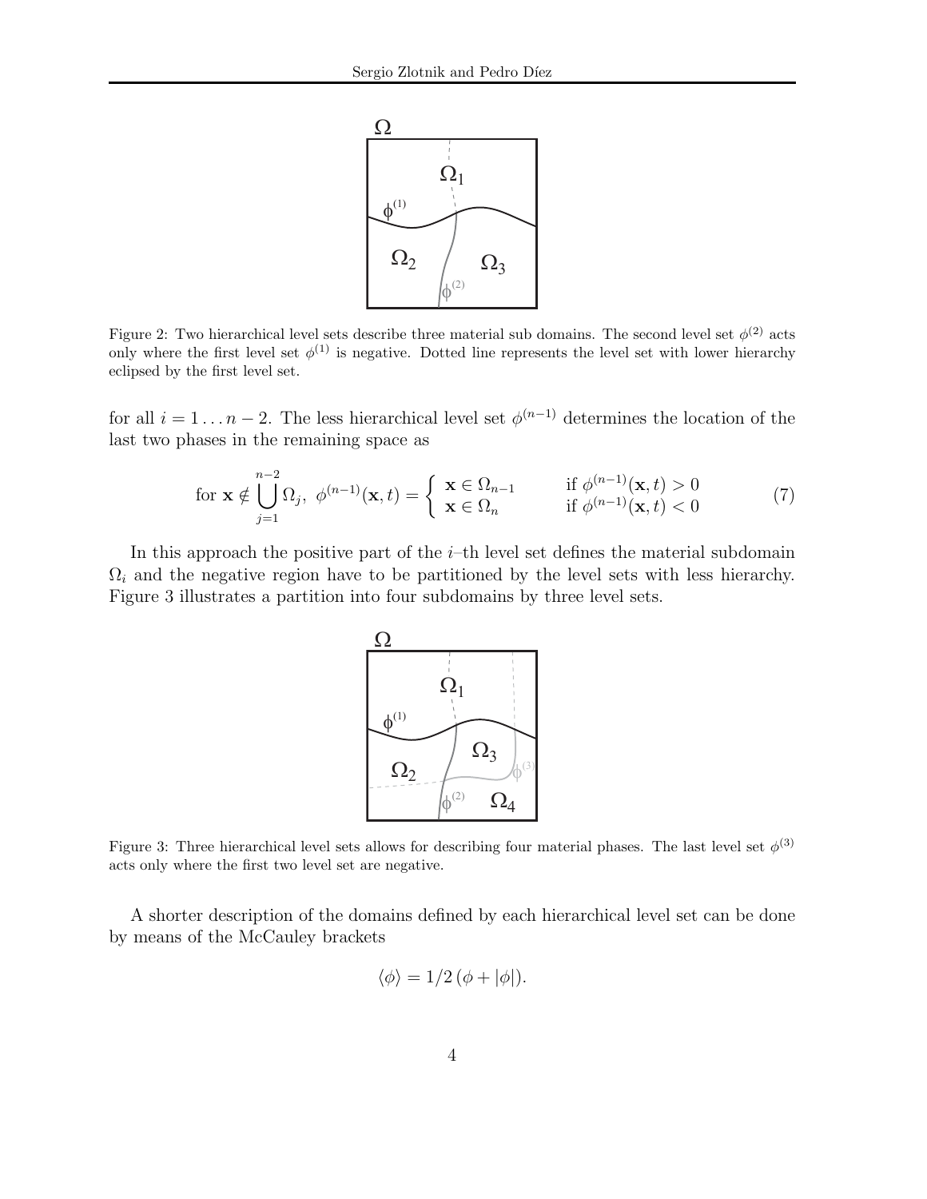Figure 2: Two hierarchical level sets describe three material sub domains. The second level set $\phi^{(2)}$ acts only where the first level set $\phi^{(1)}$ is negative. Dotted line represents the level set with lower hierarchy eclipsed by the first level set.

for all $i = 1 \ldots n-2$. The less hierarchical level set $\phi^{(n-1)}$ determines the location of the last two phases in the remaining space as

$$\text{for } \mathbf{x} \notin \bigcup_{j=1}^{n-2} \Omega_j,\ \phi^{(n-1)}(\mathbf{x}, t) = \begin{cases} \mathbf{x} \in \Omega_{n-1} & \text{if } \phi^{(n-1)}(\mathbf{x}, t) > 0 \\ \mathbf{x} \in \Omega_n & \text{if } \phi^{(n-1)}(\mathbf{x}, t) < 0 \end{cases} \tag{7}$$

In this approach the positive part of the $i$–th level set defines the material subdomain $\Omega_i$ and the negative region have to be partitioned by the level sets with less hierarchy. Figure 3 illustrates a partition into four subdomains by three level sets.

Figure 3: Three hierarchical level sets allows for describing four material phases. The last level set $\phi^{(3)}$ acts only where the first two level set are negative.

A shorter description of the domains defined by each hierarchical level set can be done by means of the McCauley brackets

$$\langle \phi \rangle = 1/2\,(\phi + |\phi|).$$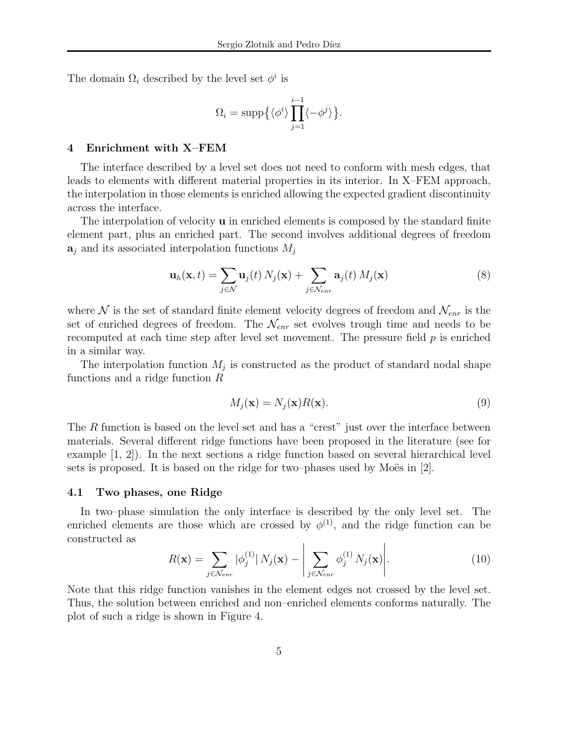The domain $\Omega_i$ described by the level set $\phi^i$ is

$$\Omega_i = \text{supp}\big\{ \langle \phi^i \rangle \prod_{j=1}^{i-1} \langle -\phi^j \rangle \big\}.$$

## 4 Enrichment with X–FEM

The interface described by a level set does not need to conform with mesh edges, that leads to elements with different material properties in its interior. In X–FEM approach, the interpolation in those elements is enriched allowing the expected gradient discontinuity across the interface.

The interpolation of velocity $\mathbf{u}$ in enriched elements is composed by the standard finite element part, plus an enriched part. The second involves additional degrees of freedom $\mathbf{a}_j$ and its associated interpolation functions $M_j$

$$\mathbf{u}_h(\mathbf{x}, t) = \sum_{j \in \mathcal{N}} \mathbf{u}_j(t)\, N_j(\mathbf{x}) + \sum_{j \in \mathcal{N}_{enr}} \mathbf{a}_j(t)\, M_j(\mathbf{x}) \tag{8}$$

where $\mathcal{N}$ is the set of standard finite element velocity degrees of freedom and $\mathcal{N}_{enr}$ is the set of enriched degrees of freedom. The $\mathcal{N}_{enr}$ set evolves trough time and needs to be recomputed at each time step after level set movement. The pressure field $p$ is enriched in a similar way.

The interpolation function $M_j$ is constructed as the product of standard nodal shape functions and a ridge function $R$

$$M_j(\mathbf{x}) = N_j(\mathbf{x}) R(\mathbf{x}). \tag{9}$$

The $R$ function is based on the level set and has a "crest" just over the interface between materials. Several different ridge functions have been proposed in the literature (see for example [1, 2]). In the next sections a ridge function based on several hierarchical level sets is proposed. It is based on the ridge for two–phases used by Moës in [2].

### 4.1 Two phases, one Ridge

In two–phase simulation the only interface is described by the only level set. The enriched elements are those which are crossed by $\phi^{(1)}$, and the ridge function can be constructed as

$$R(\mathbf{x}) = \sum_{j \in \mathcal{N}_{enr}} |\phi_j^{(1)}|\, N_j(\mathbf{x}) - \left| \sum_{j \in \mathcal{N}_{enr}} \phi_j^{(1)}\, N_j(\mathbf{x}) \right|. \tag{10}$$

Note that this ridge function vanishes in the element edges not crossed by the level set. Thus, the solution between enriched and non–enriched elements conforms naturally. The plot of such a ridge is shown in Figure 4.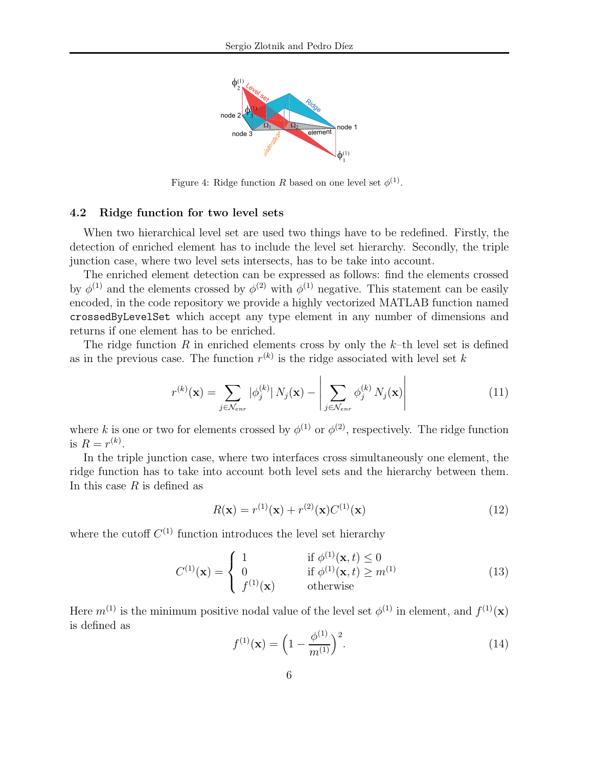Figure 4: Ridge function $R$ based on one level set $\phi^{(1)}$.

### 4.2 Ridge function for two level sets

When two hierarchical level set are used two things have to be redefined. Firstly, the detection of enriched element has to include the level set hierarchy. Secondly, the triple junction case, where two level sets intersects, has to be take into account.

The enriched element detection can be expressed as follows: find the elements crossed by $\phi^{(1)}$ and the elements crossed by $\phi^{(2)}$ with $\phi^{(1)}$ negative. This statement can be easily encoded, in the code repository we provide a highly vectorized MATLAB function named `crossedByLevelSet` which accept any type element in any number of dimensions and returns if one element has to be enriched.

The ridge function $R$ in enriched elements cross by only the $k$–th level set is defined as in the previous case. The function $r^{(k)}$ is the ridge associated with level set $k$

$$r^{(k)}(\mathbf{x}) = \sum_{j \in \mathcal{N}_{enr}} |\phi_j^{(k)}| \, N_j(\mathbf{x}) - \left| \sum_{j \in \mathcal{N}_{enr}} \phi_j^{(k)} \, N_j(\mathbf{x}) \right| \tag{11}$$

where $k$ is one or two for elements crossed by $\phi^{(1)}$ or $\phi^{(2)}$, respectively. The ridge function is $R = r^{(k)}$.

In the triple junction case, where two interfaces cross simultaneously one element, the ridge function has to take into account both level sets and the hierarchy between them. In this case $R$ is defined as

$$R(\mathbf{x}) = r^{(1)}(\mathbf{x}) + r^{(2)}(\mathbf{x}) C^{(1)}(\mathbf{x}) \tag{12}$$

where the cutoff $C^{(1)}$ function introduces the level set hierarchy

$$C^{(1)}(\mathbf{x}) = \begin{cases} 1 & \text{if } \phi^{(1)}(\mathbf{x}, t) \leq 0 \\ 0 & \text{if } \phi^{(1)}(\mathbf{x}, t) \geq m^{(1)} \\ f^{(1)}(\mathbf{x}) & \text{otherwise} \end{cases} \tag{13}$$

Here $m^{(1)}$ is the minimum positive nodal value of the level set $\phi^{(1)}$ in element, and $f^{(1)}(\mathbf{x})$ is defined as

$$f^{(1)}(\mathbf{x}) = \left(1 - \frac{\phi^{(1)}}{m^{(1)}}\right)^2. \tag{14}$$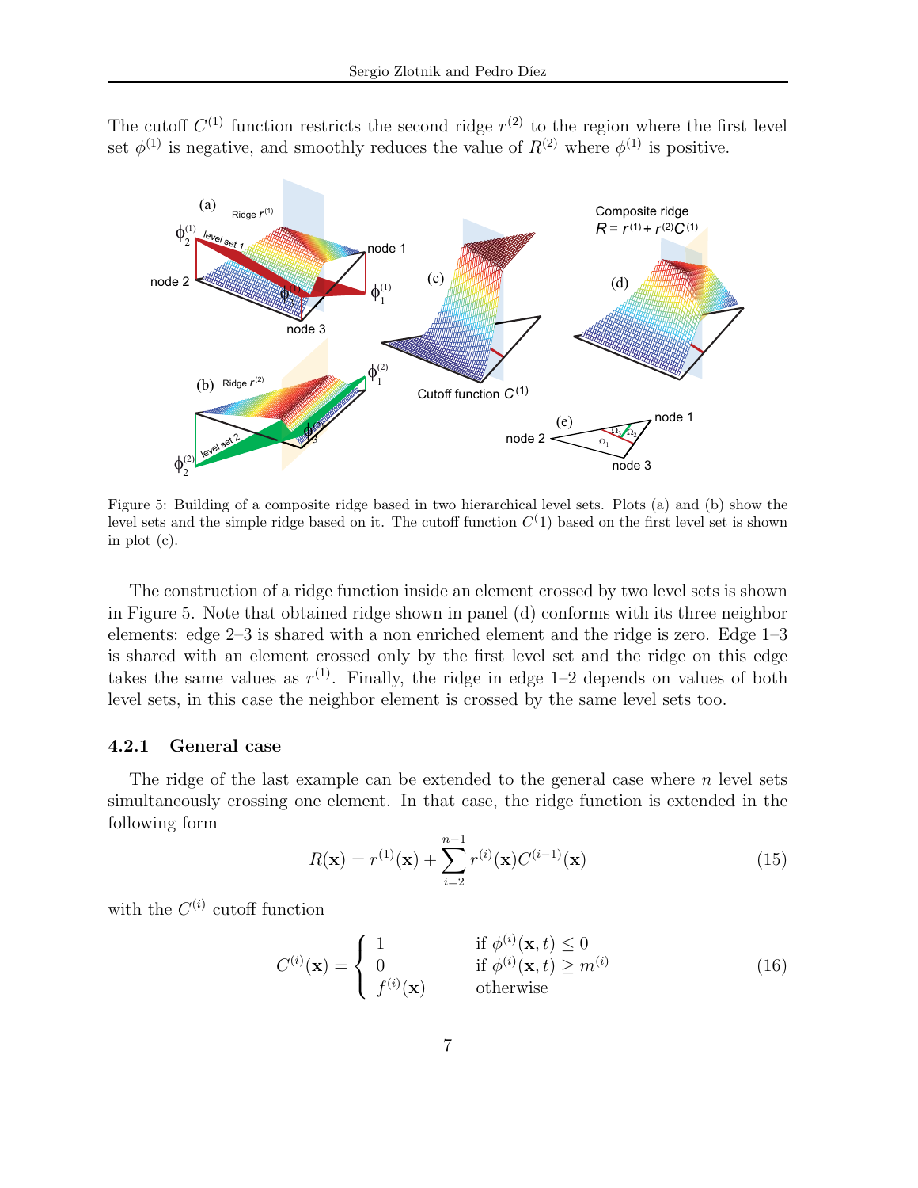The cutoff $C^{(1)}$ function restricts the second ridge $r^{(2)}$ to the region where the first level set $\phi^{(1)}$ is negative, and smoothly reduces the value of $R^{(2)}$ where $\phi^{(1)}$ is positive.

Figure 5: Building of a composite ridge based in two hierarchical level sets. Plots (a) and (b) show the level sets and the simple ridge based on it. The cutoff function $C^(1)$ based on the first level set is shown in plot (c).

The construction of a ridge function inside an element crossed by two level sets is shown in Figure 5. Note that obtained ridge shown in panel (d) conforms with its three neighbor elements: edge 2–3 is shared with a non enriched element and the ridge is zero. Edge 1–3 is shared with an element crossed only by the first level set and the ridge on this edge takes the same values as $r^{(1)}$. Finally, the ridge in edge 1–2 depends on values of both level sets, in this case the neighbor element is crossed by the same level sets too.

### 4.2.1 General case

The ridge of the last example can be extended to the general case where $n$ level sets simultaneously crossing one element. In that case, the ridge function is extended in the following form

$$R(\mathbf{x}) = r^{(1)}(\mathbf{x}) + \sum_{i=2}^{n-1} r^{(i)}(\mathbf{x}) C^{(i-1)}(\mathbf{x}) \tag{15}$$

with the $C^{(i)}$ cutoff function

$$C^{(i)}(\mathbf{x}) = \begin{cases} 1 & \text{if } \phi^{(i)}(\mathbf{x}, t) \leq 0 \\ 0 & \text{if } \phi^{(i)}(\mathbf{x}, t) \geq m^{(i)} \\ f^{(i)}(\mathbf{x}) & \text{otherwise} \end{cases} \tag{16}$$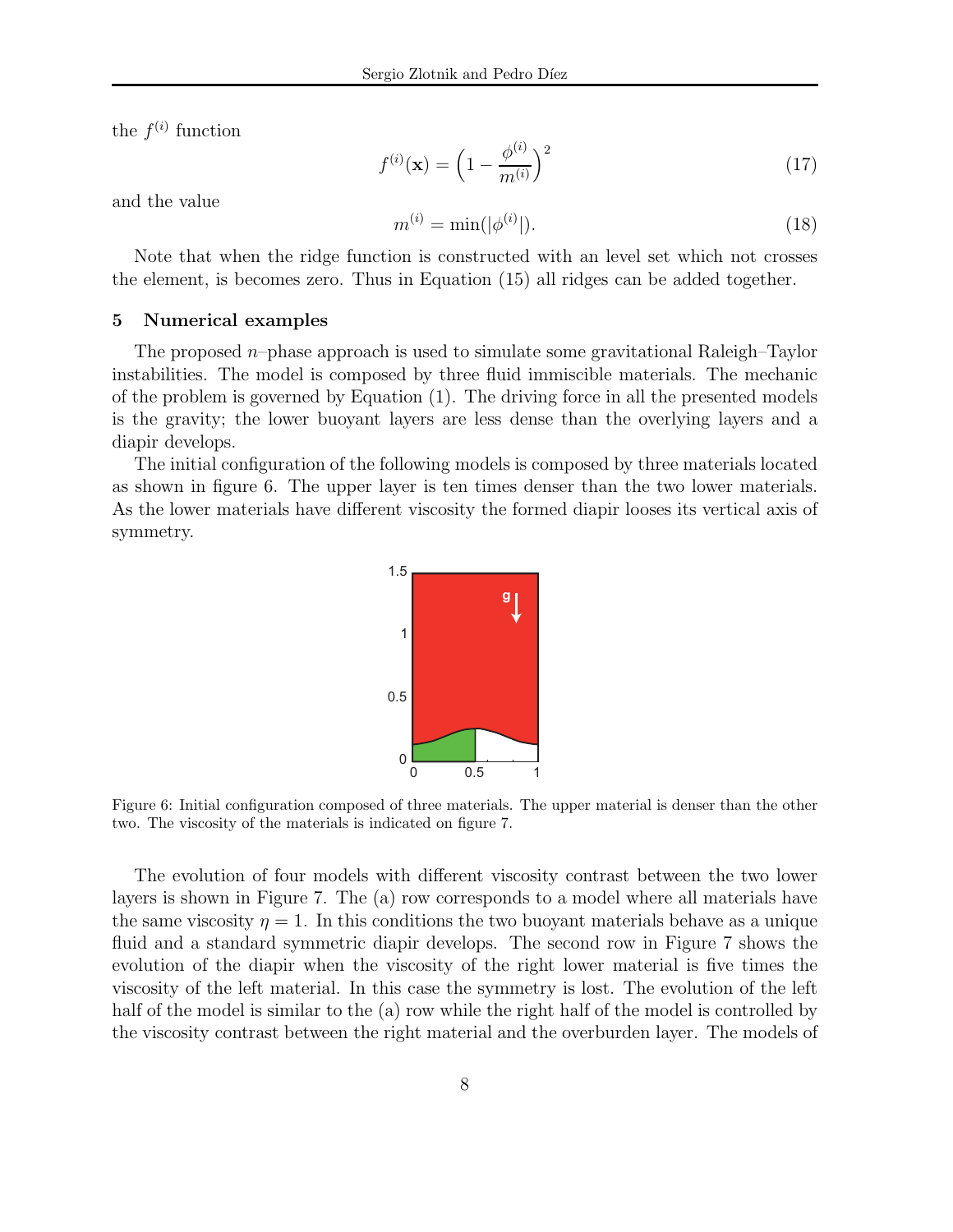the $f^{(i)}$ function

$$f^{(i)}(\mathbf{x}) = \left(1 - \frac{\phi^{(i)}}{m^{(i)}}\right)^2 \tag{17}$$

and the value

$$m^{(i)} = \min(|\phi^{(i)}|). \tag{18}$$

Note that when the ridge function is constructed with an level set which not crosses the element, is becomes zero. Thus in Equation (15) all ridges can be added together.

## 5 Numerical examples

The proposed $n$–phase approach is used to simulate some gravitational Raleigh–Taylor instabilities. The model is composed by three fluid immiscible materials. The mechanic of the problem is governed by Equation (1). The driving force in all the presented models is the gravity; the lower buoyant layers are less dense than the overlying layers and a diapir develops.

The initial configuration of the following models is composed by three materials located as shown in figure 6. The upper layer is ten times denser than the two lower materials. As the lower materials have different viscosity the formed diapir looses its vertical axis of symmetry.

Figure 6: Initial configuration composed of three materials. The upper material is denser than the other two. The viscosity of the materials is indicated on figure 7.

The evolution of four models with different viscosity contrast between the two lower layers is shown in Figure 7. The (a) row corresponds to a model where all materials have the same viscosity $\eta = 1$. In this conditions the two buoyant materials behave as a unique fluid and a standard symmetric diapir develops. The second row in Figure 7 shows the evolution of the diapir when the viscosity of the right lower material is five times the viscosity of the left material. In this case the symmetry is lost. The evolution of the left half of the model is similar to the (a) row while the right half of the model is controlled by the viscosity contrast between the right material and the overburden layer. The models of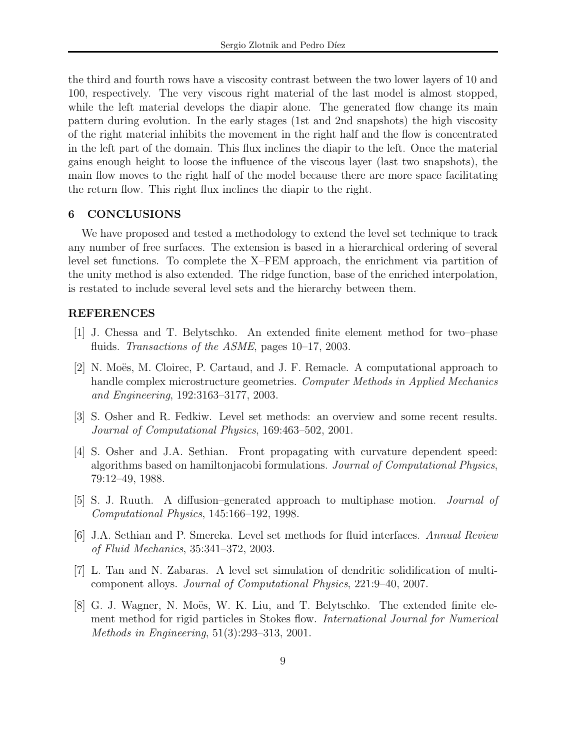the third and fourth rows have a viscosity contrast between the two lower layers of 10 and 100, respectively. The very viscous right material of the last model is almost stopped, while the left material develops the diapir alone. The generated flow change its main pattern during evolution. In the early stages (1st and 2nd snapshots) the high viscosity of the right material inhibits the movement in the right half and the flow is concentrated in the left part of the domain. This flux inclines the diapir to the left. Once the material gains enough height to loose the influence of the viscous layer (last two snapshots), the main flow moves to the right half of the model because there are more space facilitating the return flow. This right flux inclines the diapir to the right.

## 6 CONCLUSIONS

We have proposed and tested a methodology to extend the level set technique to track any number of free surfaces. The extension is based in a hierarchical ordering of several level set functions. To complete the X–FEM approach, the enrichment via partition of the unity method is also extended. The ridge function, base of the enriched interpolation, is restated to include several level sets and the hierarchy between them.

## REFERENCES

[1] J. Chessa and T. Belytschko. An extended finite element method for two–phase fluids. *Transactions of the ASME*, pages 10–17, 2003.

[2] N. Moës, M. Cloirec, P. Cartaud, and J. F. Remacle. A computational approach to handle complex microstructure geometries. *Computer Methods in Applied Mechanics and Engineering*, 192:3163–3177, 2003.

[3] S. Osher and R. Fedkiw. Level set methods: an overview and some recent results. *Journal of Computational Physics*, 169:463–502, 2001.

[4] S. Osher and J.A. Sethian. Front propagating with curvature dependent speed: algorithms based on hamiltonjacobi formulations. *Journal of Computational Physics*, 79:12–49, 1988.

[5] S. J. Ruuth. A diffusion–generated approach to multiphase motion. *Journal of Computational Physics*, 145:166–192, 1998.

[6] J.A. Sethian and P. Smereka. Level set methods for fluid interfaces. *Annual Review of Fluid Mechanics*, 35:341–372, 2003.

[7] L. Tan and N. Zabaras. A level set simulation of dendritic solidification of multi-component alloys. *Journal of Computational Physics*, 221:9–40, 2007.

[8] G. J. Wagner, N. Moës, W. K. Liu, and T. Belytschko. The extended finite element method for rigid particles in Stokes flow. *International Journal for Numerical Methods in Engineering*, 51(3):293–313, 2001.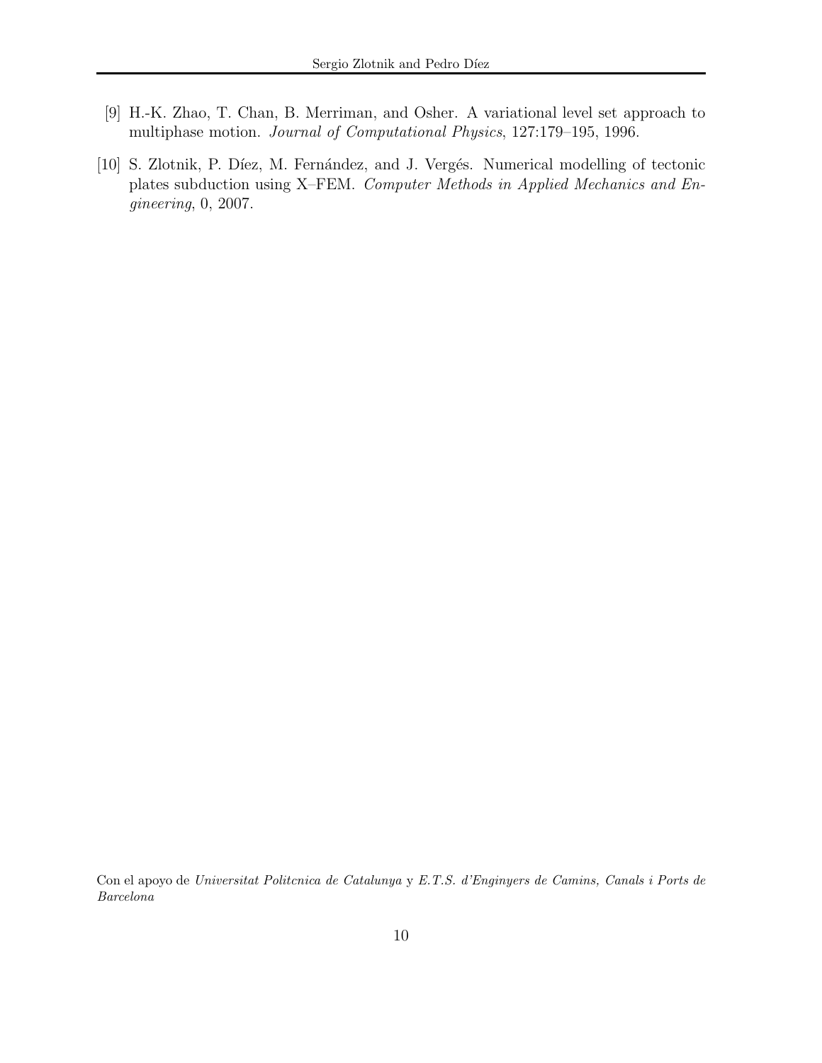[9] H.-K. Zhao, T. Chan, B. Merriman, and Osher. A variational level set approach to multiphase motion. *Journal of Computational Physics*, 127:179–195, 1996.

[10] S. Zlotnik, P. Díez, M. Fernández, and J. Vergés. Numerical modelling of tectonic plates subduction using X–FEM. *Computer Methods in Applied Mechanics and Engineering*, 0, 2007.

Con el apoyo de *Universitat Politcnica de Catalunya* y *E.T.S. d'Enginyers de Camins, Canals i Ports de Barcelona*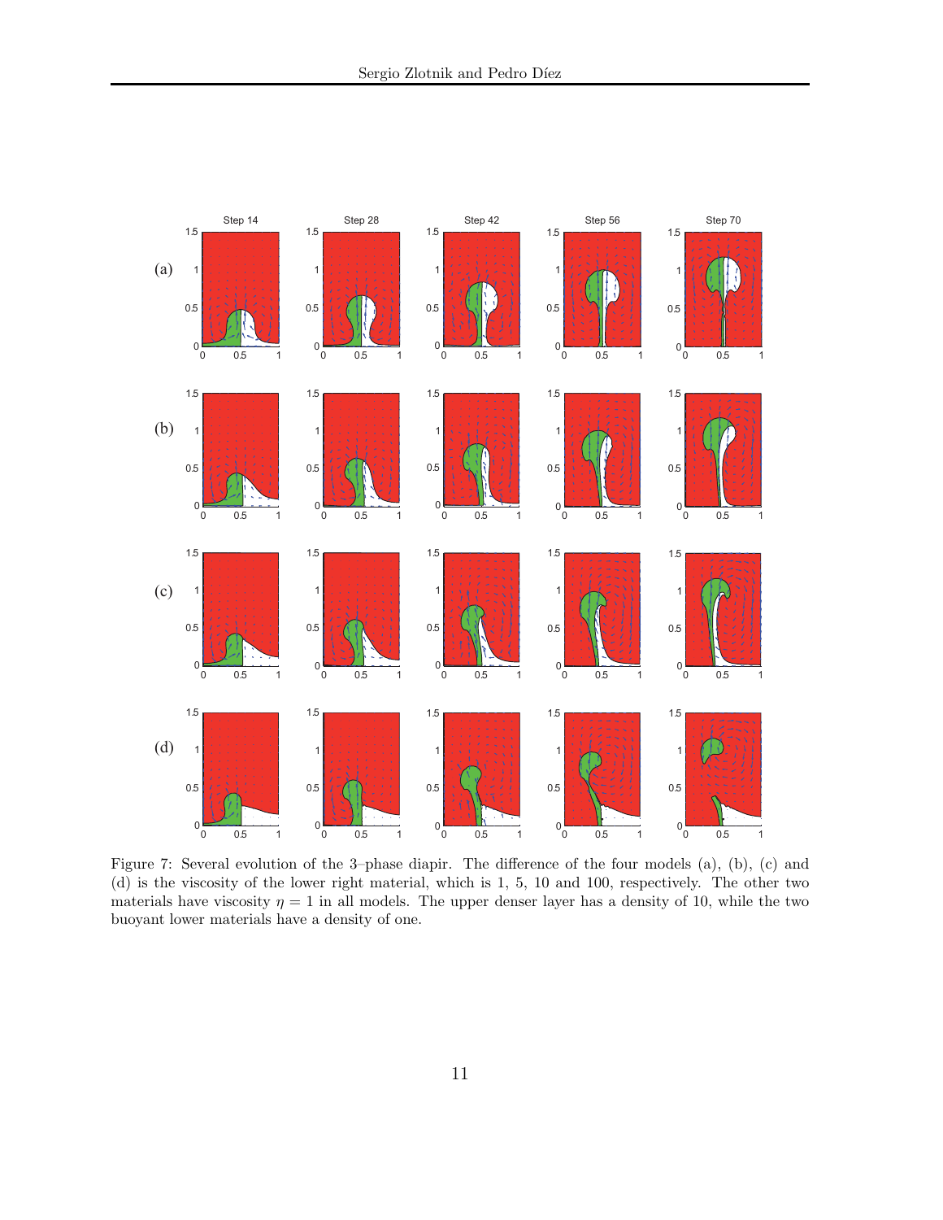Step 14
Step 28
Step 42
Step 56
Step 70

(a)

(b)

(c)

(d)

0
0.5
1
1.5

0
0.5
1

Figure 7: Several evolution of the 3–phase diapir. The difference of the four models (a), (b), (c) and (d) is the viscosity of the lower right material, which is 1, 5, 10 and 100, respectively. The other two materials have viscosity $\eta = 1$ in all models. The upper denser layer has a density of 10, while the two buoyant lower materials have a density of one.